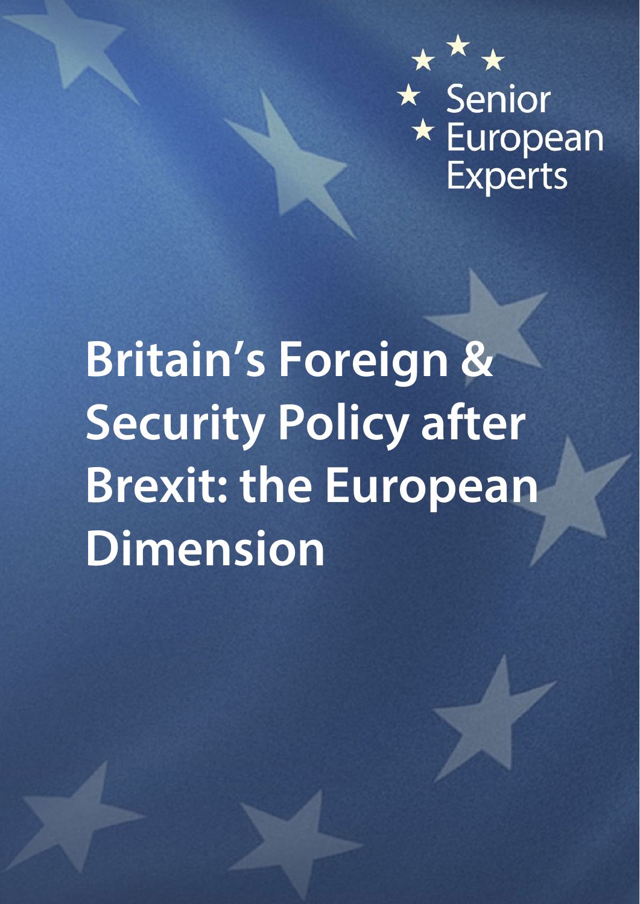Senior European Experts

# Britain's Foreign & Security Policy after Brexit: the European Dimension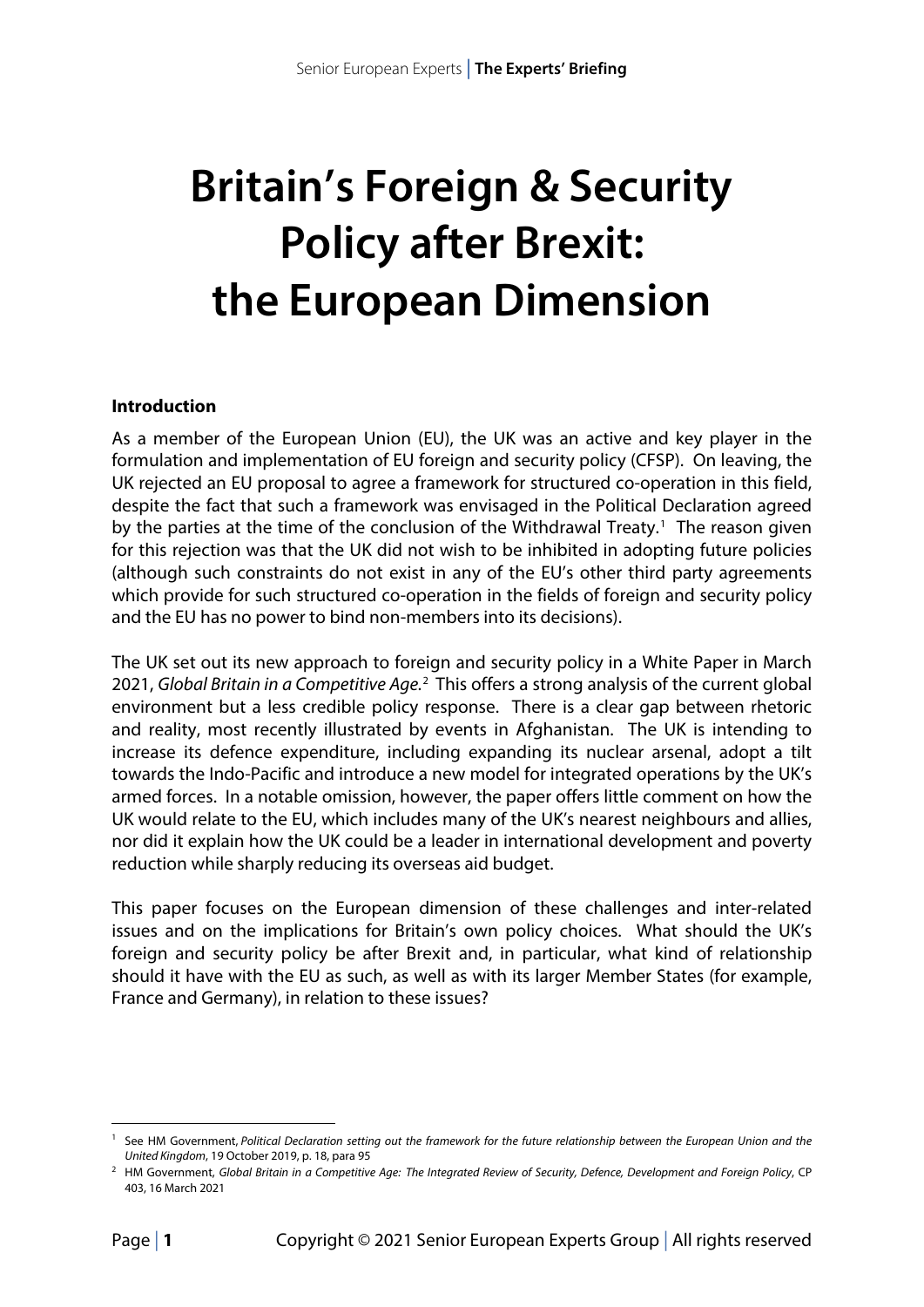# Britain's Foreign & Security Policy after Brexit: the European Dimension

**Introduction**

As a member of the European Union (EU), the UK was an active and key player in the formulation and implementation of EU foreign and security policy (CFSP). On leaving, the UK rejected an EU proposal to agree a framework for structured co-operation in this field, despite the fact that such a framework was envisaged in the Political Declaration agreed by the parties at the time of the conclusion of the Withdrawal Treaty.[1] The reason given for this rejection was that the UK did not wish to be inhibited in adopting future policies (although such constraints do not exist in any of the EU's other third party agreements which provide for such structured co-operation in the fields of foreign and security policy and the EU has no power to bind non-members into its decisions).

The UK set out its new approach to foreign and security policy in a White Paper in March 2021, *Global Britain in a Competitive Age.*[2] This offers a strong analysis of the current global environment but a less credible policy response. There is a clear gap between rhetoric and reality, most recently illustrated by events in Afghanistan. The UK is intending to increase its defence expenditure, including expanding its nuclear arsenal, adopt a tilt towards the Indo-Pacific and introduce a new model for integrated operations by the UK's armed forces. In a notable omission, however, the paper offers little comment on how the UK would relate to the EU, which includes many of the UK's nearest neighbours and allies, nor did it explain how the UK could be a leader in international development and poverty reduction while sharply reducing its overseas aid budget.

This paper focuses on the European dimension of these challenges and inter-related issues and on the implications for Britain's own policy choices. What should the UK's foreign and security policy be after Brexit and, in particular, what kind of relationship should it have with the EU as such, as well as with its larger Member States (for example, France and Germany), in relation to these issues?

---

[1] See HM Government, *Political Declaration setting out the framework for the future relationship between the European Union and the United Kingdom*, 19 October 2019, p. 18, para 95

[2] HM Government, *Global Britain in a Competitive Age: The Integrated Review of Security, Defence, Development and Foreign Policy*, CP 403, 16 March 2021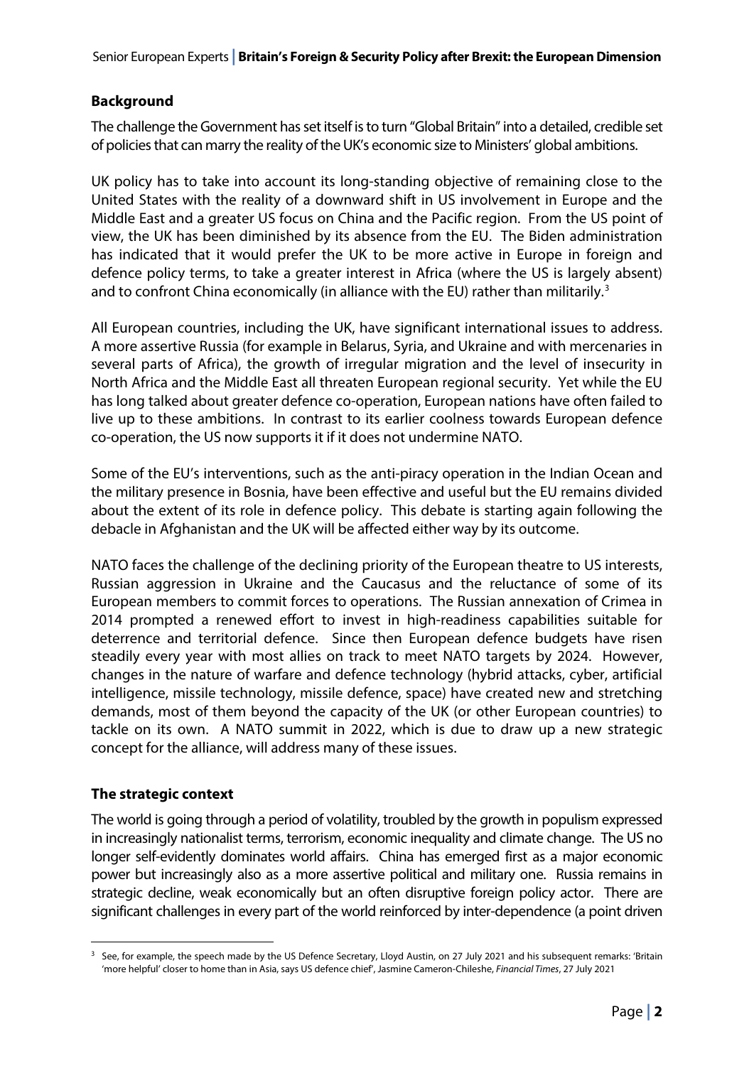**Background**

The challenge the Government has set itself is to turn "Global Britain" into a detailed, credible set of policies that can marry the reality of the UK's economic size to Ministers' global ambitions.

UK policy has to take into account its long-standing objective of remaining close to the United States with the reality of a downward shift in US involvement in Europe and the Middle East and a greater US focus on China and the Pacific region. From the US point of view, the UK has been diminished by its absence from the EU. The Biden administration has indicated that it would prefer the UK to be more active in Europe in foreign and defence policy terms, to take a greater interest in Africa (where the US is largely absent) and to confront China economically (in alliance with the EU) rather than militarily.[3]

All European countries, including the UK, have significant international issues to address. A more assertive Russia (for example in Belarus, Syria, and Ukraine and with mercenaries in several parts of Africa), the growth of irregular migration and the level of insecurity in North Africa and the Middle East all threaten European regional security. Yet while the EU has long talked about greater defence co-operation, European nations have often failed to live up to these ambitions. In contrast to its earlier coolness towards European defence co-operation, the US now supports it if it does not undermine NATO.

Some of the EU's interventions, such as the anti-piracy operation in the Indian Ocean and the military presence in Bosnia, have been effective and useful but the EU remains divided about the extent of its role in defence policy. This debate is starting again following the debacle in Afghanistan and the UK will be affected either way by its outcome.

NATO faces the challenge of the declining priority of the European theatre to US interests, Russian aggression in Ukraine and the Caucasus and the reluctance of some of its European members to commit forces to operations. The Russian annexation of Crimea in 2014 prompted a renewed effort to invest in high-readiness capabilities suitable for deterrence and territorial defence. Since then European defence budgets have risen steadily every year with most allies on track to meet NATO targets by 2024. However, changes in the nature of warfare and defence technology (hybrid attacks, cyber, artificial intelligence, missile technology, missile defence, space) have created new and stretching demands, most of them beyond the capacity of the UK (or other European countries) to tackle on its own. A NATO summit in 2022, which is due to draw up a new strategic concept for the alliance, will address many of these issues.

**The strategic context**

The world is going through a period of volatility, troubled by the growth in populism expressed in increasingly nationalist terms, terrorism, economic inequality and climate change. The US no longer self-evidently dominates world affairs. China has emerged first as a major economic power but increasingly also as a more assertive political and military one. Russia remains in strategic decline, weak economically but an often disruptive foreign policy actor. There are significant challenges in every part of the world reinforced by inter-dependence (a point driven

---

[3] See, for example, the speech made by the US Defence Secretary, Lloyd Austin, on 27 July 2021 and his subsequent remarks: 'Britain 'more helpful' closer to home than in Asia, says US defence chief', Jasmine Cameron-Chileshe, *Financial Times*, 27 July 2021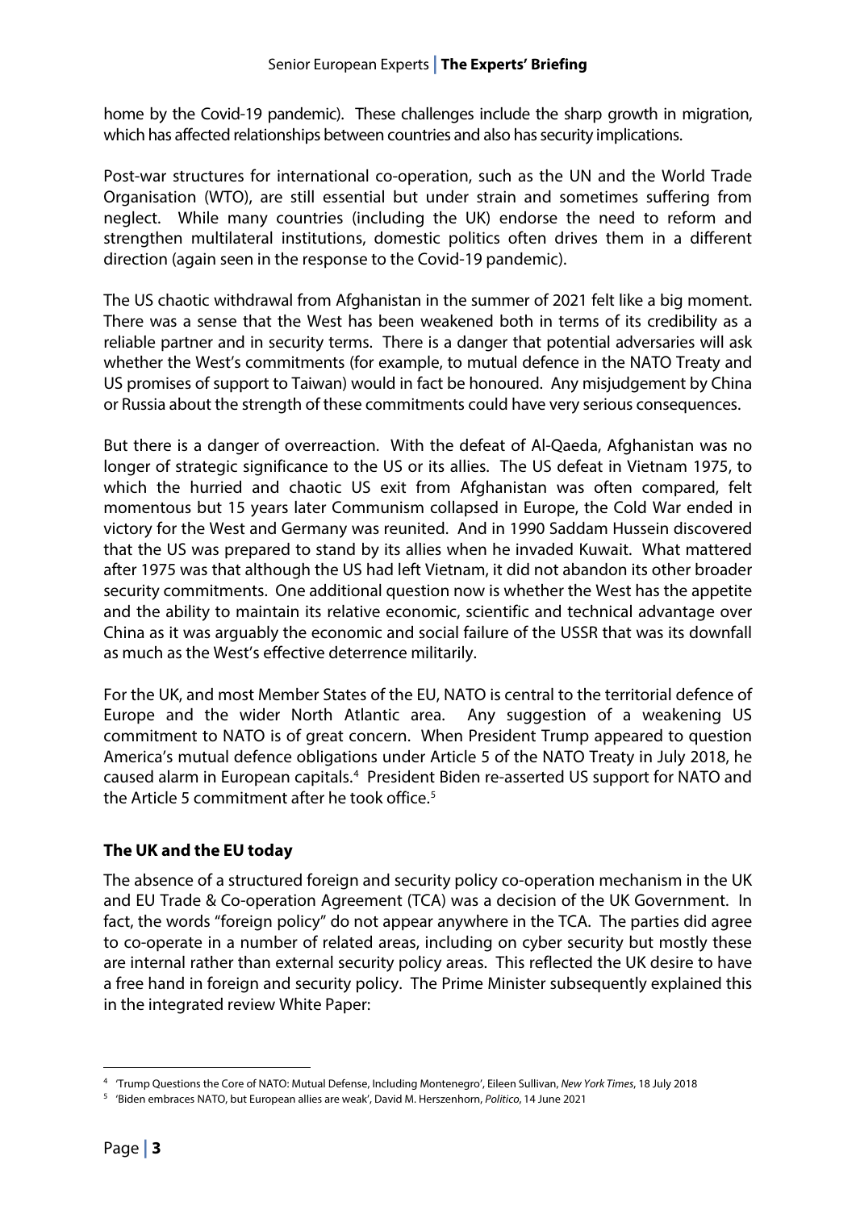home by the Covid-19 pandemic). These challenges include the sharp growth in migration, which has affected relationships between countries and also has security implications.

Post-war structures for international co-operation, such as the UN and the World Trade Organisation (WTO), are still essential but under strain and sometimes suffering from neglect. While many countries (including the UK) endorse the need to reform and strengthen multilateral institutions, domestic politics often drives them in a different direction (again seen in the response to the Covid-19 pandemic).

The US chaotic withdrawal from Afghanistan in the summer of 2021 felt like a big moment. There was a sense that the West has been weakened both in terms of its credibility as a reliable partner and in security terms. There is a danger that potential adversaries will ask whether the West's commitments (for example, to mutual defence in the NATO Treaty and US promises of support to Taiwan) would in fact be honoured. Any misjudgement by China or Russia about the strength of these commitments could have very serious consequences.

But there is a danger of overreaction. With the defeat of Al-Qaeda, Afghanistan was no longer of strategic significance to the US or its allies. The US defeat in Vietnam 1975, to which the hurried and chaotic US exit from Afghanistan was often compared, felt momentous but 15 years later Communism collapsed in Europe, the Cold War ended in victory for the West and Germany was reunited. And in 1990 Saddam Hussein discovered that the US was prepared to stand by its allies when he invaded Kuwait. What mattered after 1975 was that although the US had left Vietnam, it did not abandon its other broader security commitments. One additional question now is whether the West has the appetite and the ability to maintain its relative economic, scientific and technical advantage over China as it was arguably the economic and social failure of the USSR that was its downfall as much as the West's effective deterrence militarily.

For the UK, and most Member States of the EU, NATO is central to the territorial defence of Europe and the wider North Atlantic area. Any suggestion of a weakening US commitment to NATO is of great concern. When President Trump appeared to question America's mutual defence obligations under Article 5 of the NATO Treaty in July 2018, he caused alarm in European capitals.[4] President Biden re-asserted US support for NATO and the Article 5 commitment after he took office.[5]

## The UK and the EU today

The absence of a structured foreign and security policy co-operation mechanism in the UK and EU Trade & Co-operation Agreement (TCA) was a decision of the UK Government. In fact, the words "foreign policy" do not appear anywhere in the TCA. The parties did agree to co-operate in a number of related areas, including on cyber security but mostly these are internal rather than external security policy areas. This reflected the UK desire to have a free hand in foreign and security policy. The Prime Minister subsequently explained this in the integrated review White Paper:

---

[4] 'Trump Questions the Core of NATO: Mutual Defense, Including Montenegro', Eileen Sullivan, *New York Times*, 18 July 2018

[5] 'Biden embraces NATO, but European allies are weak', David M. Herszenhorn, *Politico*, 14 June 2021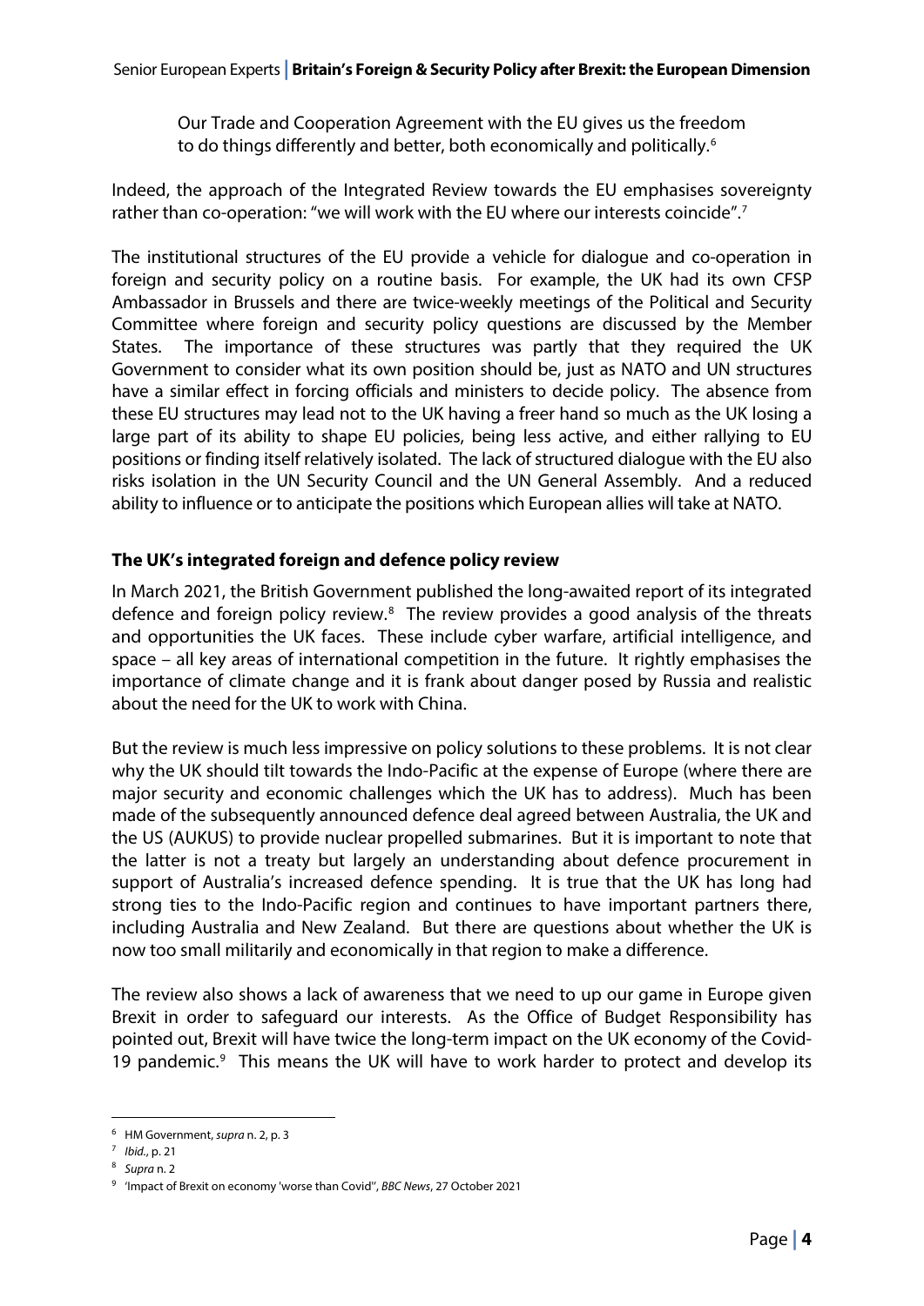> Our Trade and Cooperation Agreement with the EU gives us the freedom to do things differently and better, both economically and politically.[6]

Indeed, the approach of the Integrated Review towards the EU emphasises sovereignty rather than co-operation: "we will work with the EU where our interests coincide".[7]

The institutional structures of the EU provide a vehicle for dialogue and co-operation in foreign and security policy on a routine basis. For example, the UK had its own CFSP Ambassador in Brussels and there are twice-weekly meetings of the Political and Security Committee where foreign and security policy questions are discussed by the Member States. The importance of these structures was partly that they required the UK Government to consider what its own position should be, just as NATO and UN structures have a similar effect in forcing officials and ministers to decide policy. The absence from these EU structures may lead not to the UK having a freer hand so much as the UK losing a large part of its ability to shape EU policies, being less active, and either rallying to EU positions or finding itself relatively isolated. The lack of structured dialogue with the EU also risks isolation in the UN Security Council and the UN General Assembly. And a reduced ability to influence or to anticipate the positions which European allies will take at NATO.

## The UK's integrated foreign and defence policy review

In March 2021, the British Government published the long-awaited report of its integrated defence and foreign policy review.[8] The review provides a good analysis of the threats and opportunities the UK faces. These include cyber warfare, artificial intelligence, and space – all key areas of international competition in the future. It rightly emphasises the importance of climate change and it is frank about danger posed by Russia and realistic about the need for the UK to work with China.

But the review is much less impressive on policy solutions to these problems. It is not clear why the UK should tilt towards the Indo-Pacific at the expense of Europe (where there are major security and economic challenges which the UK has to address). Much has been made of the subsequently announced defence deal agreed between Australia, the UK and the US (AUKUS) to provide nuclear propelled submarines. But it is important to note that the latter is not a treaty but largely an understanding about defence procurement in support of Australia's increased defence spending. It is true that the UK has long had strong ties to the Indo-Pacific region and continues to have important partners there, including Australia and New Zealand. But there are questions about whether the UK is now too small militarily and economically in that region to make a difference.

The review also shows a lack of awareness that we need to up our game in Europe given Brexit in order to safeguard our interests. As the Office of Budget Responsibility has pointed out, Brexit will have twice the long-term impact on the UK economy of the Covid-19 pandemic.[9] This means the UK will have to work harder to protect and develop its

---

[6] HM Government, *supra* n. 2, p. 3

[7] *Ibid.*, p. 21

[8] *Supra* n. 2

[9] 'Impact of Brexit on economy 'worse than Covid'', *BBC News*, 27 October 2021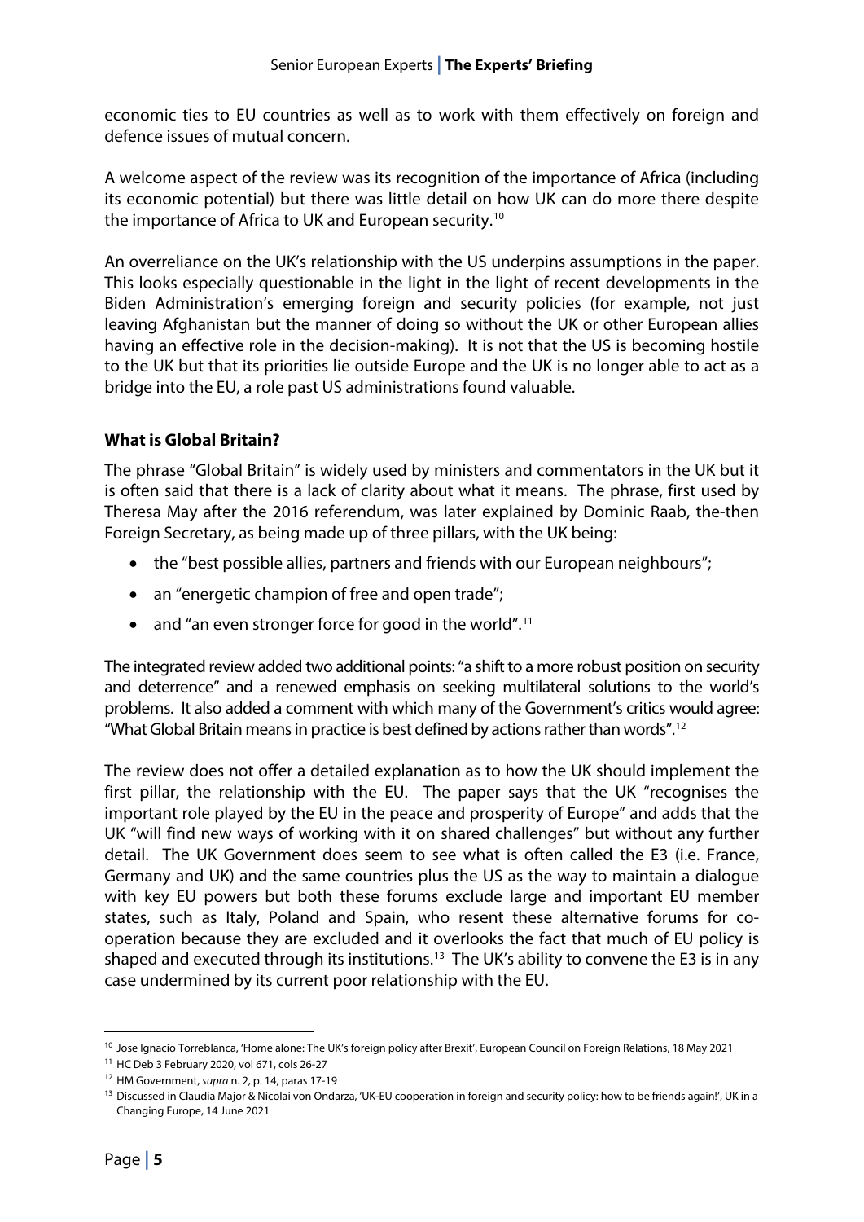economic ties to EU countries as well as to work with them effectively on foreign and defence issues of mutual concern.

A welcome aspect of the review was its recognition of the importance of Africa (including its economic potential) but there was little detail on how UK can do more there despite the importance of Africa to UK and European security.[10]

An overreliance on the UK's relationship with the US underpins assumptions in the paper. This looks especially questionable in the light in the light of recent developments in the Biden Administration's emerging foreign and security policies (for example, not just leaving Afghanistan but the manner of doing so without the UK or other European allies having an effective role in the decision-making). It is not that the US is becoming hostile to the UK but that its priorities lie outside Europe and the UK is no longer able to act as a bridge into the EU, a role past US administrations found valuable.

**What is Global Britain?**

The phrase "Global Britain" is widely used by ministers and commentators in the UK but it is often said that there is a lack of clarity about what it means. The phrase, first used by Theresa May after the 2016 referendum, was later explained by Dominic Raab, the-then Foreign Secretary, as being made up of three pillars, with the UK being:

- the "best possible allies, partners and friends with our European neighbours";
- an "energetic champion of free and open trade";
- and "an even stronger force for good in the world".[11]

The integrated review added two additional points: "a shift to a more robust position on security and deterrence" and a renewed emphasis on seeking multilateral solutions to the world's problems. It also added a comment with which many of the Government's critics would agree: "What Global Britain means in practice is best defined by actions rather than words".[12]

The review does not offer a detailed explanation as to how the UK should implement the first pillar, the relationship with the EU. The paper says that the UK "recognises the important role played by the EU in the peace and prosperity of Europe" and adds that the UK "will find new ways of working with it on shared challenges" but without any further detail. The UK Government does seem to see what is often called the E3 (i.e. France, Germany and UK) and the same countries plus the US as the way to maintain a dialogue with key EU powers but both these forums exclude large and important EU member states, such as Italy, Poland and Spain, who resent these alternative forums for co-operation because they are excluded and it overlooks the fact that much of EU policy is shaped and executed through its institutions.[13] The UK's ability to convene the E3 is in any case undermined by its current poor relationship with the EU.

---

[10] Jose Ignacio Torreblanca, 'Home alone: The UK's foreign policy after Brexit', European Council on Foreign Relations, 18 May 2021

[11] HC Deb 3 February 2020, vol 671, cols 26-27

[12] HM Government, *supra* n. 2, p. 14, paras 17-19

[13] Discussed in Claudia Major & Nicolai von Ondarza, 'UK-EU cooperation in foreign and security policy: how to be friends again!', UK in a Changing Europe, 14 June 2021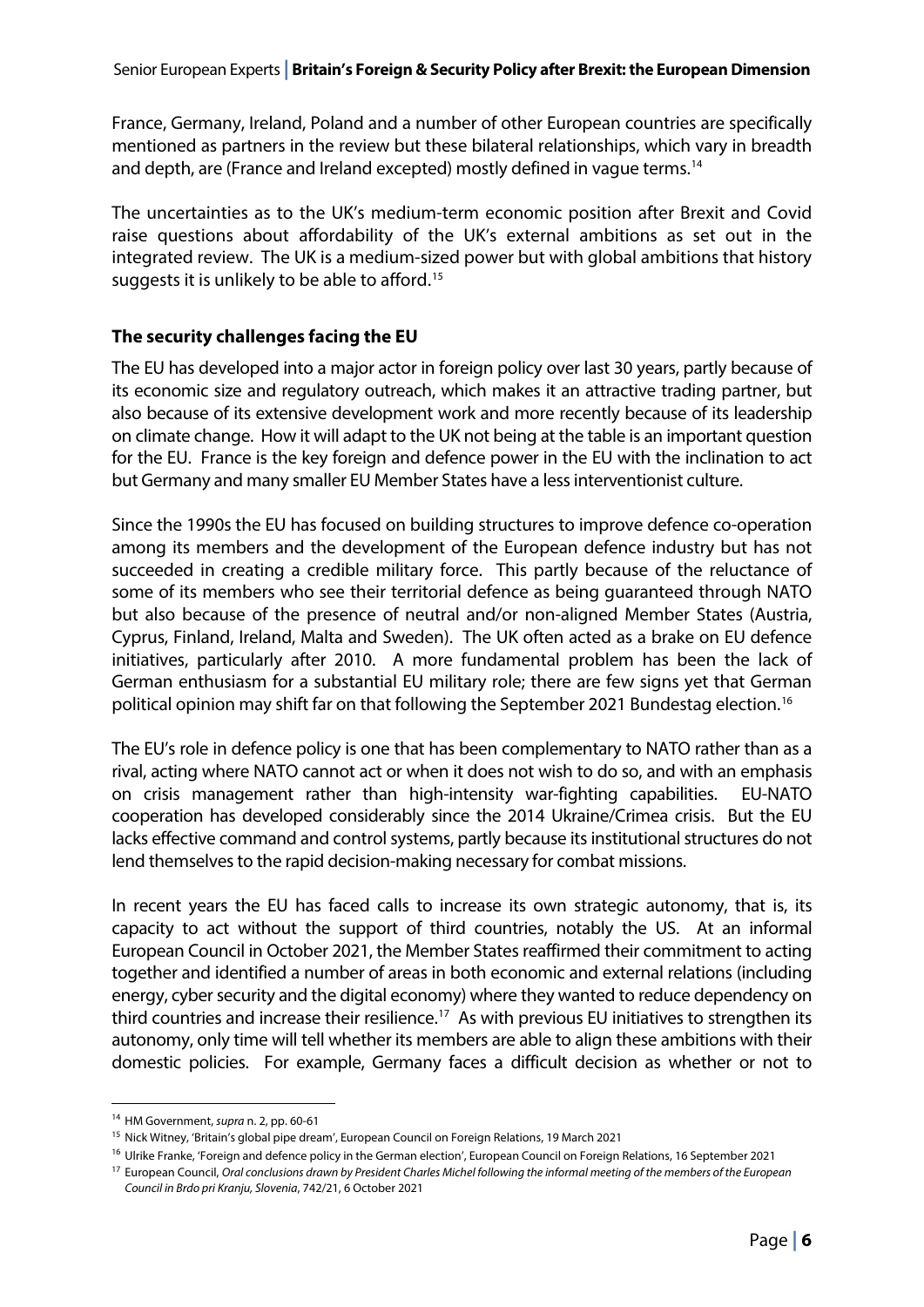France, Germany, Ireland, Poland and a number of other European countries are specifically mentioned as partners in the review but these bilateral relationships, which vary in breadth and depth, are (France and Ireland excepted) mostly defined in vague terms.[14]

The uncertainties as to the UK's medium-term economic position after Brexit and Covid raise questions about affordability of the UK's external ambitions as set out in the integrated review. The UK is a medium-sized power but with global ambitions that history suggests it is unlikely to be able to afford.[15]

**The security challenges facing the EU**

The EU has developed into a major actor in foreign policy over last 30 years, partly because of its economic size and regulatory outreach, which makes it an attractive trading partner, but also because of its extensive development work and more recently because of its leadership on climate change. How it will adapt to the UK not being at the table is an important question for the EU. France is the key foreign and defence power in the EU with the inclination to act but Germany and many smaller EU Member States have a less interventionist culture.

Since the 1990s the EU has focused on building structures to improve defence co-operation among its members and the development of the European defence industry but has not succeeded in creating a credible military force. This partly because of the reluctance of some of its members who see their territorial defence as being guaranteed through NATO but also because of the presence of neutral and/or non-aligned Member States (Austria, Cyprus, Finland, Ireland, Malta and Sweden). The UK often acted as a brake on EU defence initiatives, particularly after 2010. A more fundamental problem has been the lack of German enthusiasm for a substantial EU military role; there are few signs yet that German political opinion may shift far on that following the September 2021 Bundestag election.[16]

The EU's role in defence policy is one that has been complementary to NATO rather than as a rival, acting where NATO cannot act or when it does not wish to do so, and with an emphasis on crisis management rather than high-intensity war-fighting capabilities. EU-NATO cooperation has developed considerably since the 2014 Ukraine/Crimea crisis. But the EU lacks effective command and control systems, partly because its institutional structures do not lend themselves to the rapid decision-making necessary for combat missions.

In recent years the EU has faced calls to increase its own strategic autonomy, that is, its capacity to act without the support of third countries, notably the US. At an informal European Council in October 2021, the Member States reaffirmed their commitment to acting together and identified a number of areas in both economic and external relations (including energy, cyber security and the digital economy) where they wanted to reduce dependency on third countries and increase their resilience.[17] As with previous EU initiatives to strengthen its autonomy, only time will tell whether its members are able to align these ambitions with their domestic policies. For example, Germany faces a difficult decision as whether or not to

---

[14] HM Government, *supra* n. 2, pp. 60-61

[15] Nick Witney, 'Britain's global pipe dream', European Council on Foreign Relations, 19 March 2021

[16] Ulrike Franke, 'Foreign and defence policy in the German election', European Council on Foreign Relations, 16 September 2021

[17] European Council, *Oral conclusions drawn by President Charles Michel following the informal meeting of the members of the European Council in Brdo pri Kranju, Slovenia*, 742/21, 6 October 2021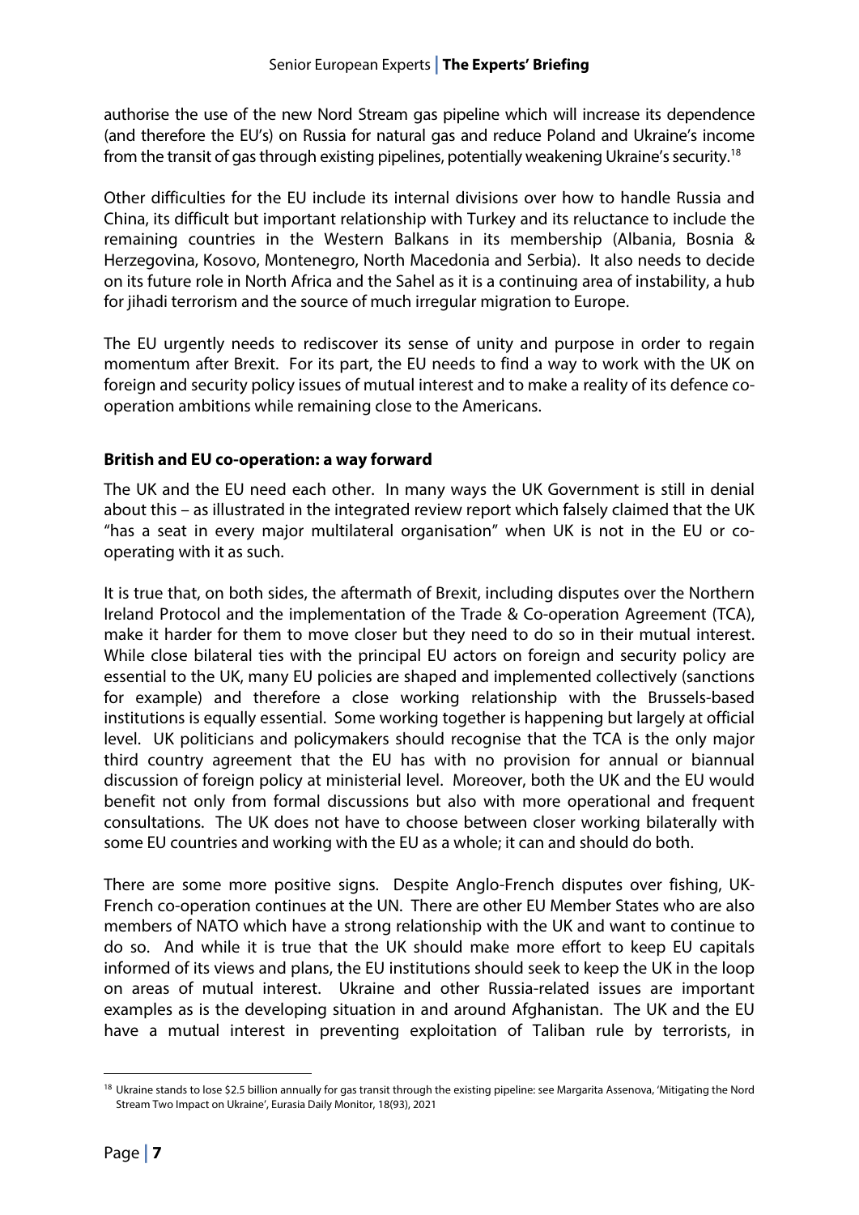authorise the use of the new Nord Stream gas pipeline which will increase its dependence (and therefore the EU's) on Russia for natural gas and reduce Poland and Ukraine's income from the transit of gas through existing pipelines, potentially weakening Ukraine's security.[18]

Other difficulties for the EU include its internal divisions over how to handle Russia and China, its difficult but important relationship with Turkey and its reluctance to include the remaining countries in the Western Balkans in its membership (Albania, Bosnia & Herzegovina, Kosovo, Montenegro, North Macedonia and Serbia). It also needs to decide on its future role in North Africa and the Sahel as it is a continuing area of instability, a hub for jihadi terrorism and the source of much irregular migration to Europe.

The EU urgently needs to rediscover its sense of unity and purpose in order to regain momentum after Brexit. For its part, the EU needs to find a way to work with the UK on foreign and security policy issues of mutual interest and to make a reality of its defence co-operation ambitions while remaining close to the Americans.

**British and EU co-operation: a way forward**

The UK and the EU need each other. In many ways the UK Government is still in denial about this – as illustrated in the integrated review report which falsely claimed that the UK "has a seat in every major multilateral organisation" when UK is not in the EU or co-operating with it as such.

It is true that, on both sides, the aftermath of Brexit, including disputes over the Northern Ireland Protocol and the implementation of the Trade & Co-operation Agreement (TCA), make it harder for them to move closer but they need to do so in their mutual interest. While close bilateral ties with the principal EU actors on foreign and security policy are essential to the UK, many EU policies are shaped and implemented collectively (sanctions for example) and therefore a close working relationship with the Brussels-based institutions is equally essential. Some working together is happening but largely at official level. UK politicians and policymakers should recognise that the TCA is the only major third country agreement that the EU has with no provision for annual or biannual discussion of foreign policy at ministerial level. Moreover, both the UK and the EU would benefit not only from formal discussions but also with more operational and frequent consultations. The UK does not have to choose between closer working bilaterally with some EU countries and working with the EU as a whole; it can and should do both.

There are some more positive signs. Despite Anglo-French disputes over fishing, UK-French co-operation continues at the UN. There are other EU Member States who are also members of NATO which have a strong relationship with the UK and want to continue to do so. And while it is true that the UK should make more effort to keep EU capitals informed of its views and plans, the EU institutions should seek to keep the UK in the loop on areas of mutual interest. Ukraine and other Russia-related issues are important examples as is the developing situation in and around Afghanistan. The UK and the EU have a mutual interest in preventing exploitation of Taliban rule by terrorists, in

[18] Ukraine stands to lose $2.5 billion annually for gas transit through the existing pipeline: see Margarita Assenova, 'Mitigating the Nord Stream Two Impact on Ukraine', Eurasia Daily Monitor, 18(93), 2021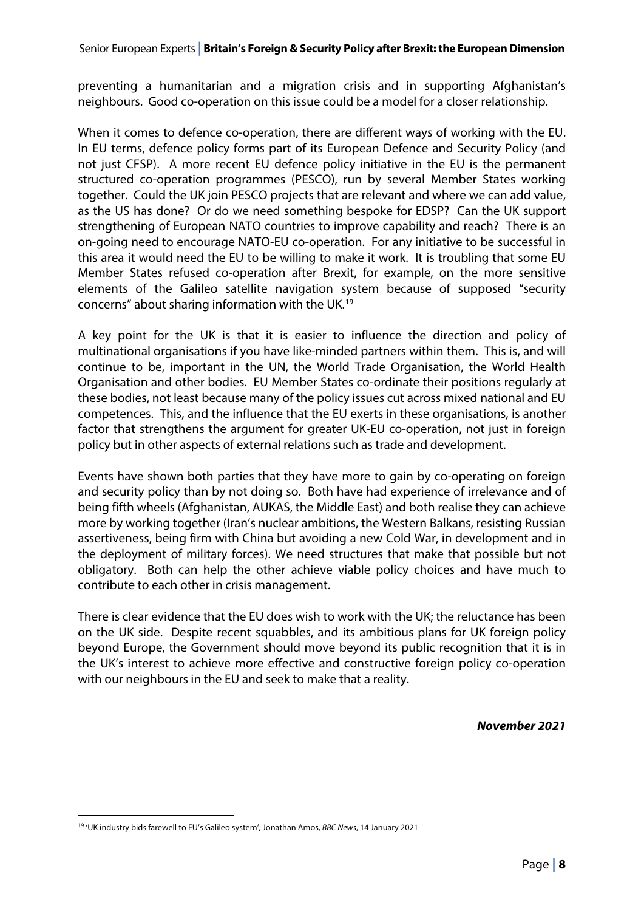preventing a humanitarian and a migration crisis and in supporting Afghanistan's neighbours. Good co-operation on this issue could be a model for a closer relationship.

When it comes to defence co-operation, there are different ways of working with the EU. In EU terms, defence policy forms part of its European Defence and Security Policy (and not just CFSP). A more recent EU defence policy initiative in the EU is the permanent structured co-operation programmes (PESCO), run by several Member States working together. Could the UK join PESCO projects that are relevant and where we can add value, as the US has done? Or do we need something bespoke for EDSP? Can the UK support strengthening of European NATO countries to improve capability and reach? There is an on-going need to encourage NATO-EU co-operation. For any initiative to be successful in this area it would need the EU to be willing to make it work. It is troubling that some EU Member States refused co-operation after Brexit, for example, on the more sensitive elements of the Galileo satellite navigation system because of supposed "security concerns" about sharing information with the UK.[19]

A key point for the UK is that it is easier to influence the direction and policy of multinational organisations if you have like-minded partners within them. This is, and will continue to be, important in the UN, the World Trade Organisation, the World Health Organisation and other bodies. EU Member States co-ordinate their positions regularly at these bodies, not least because many of the policy issues cut across mixed national and EU competences. This, and the influence that the EU exerts in these organisations, is another factor that strengthens the argument for greater UK-EU co-operation, not just in foreign policy but in other aspects of external relations such as trade and development.

Events have shown both parties that they have more to gain by co-operating on foreign and security policy than by not doing so. Both have had experience of irrelevance and of being fifth wheels (Afghanistan, AUKAS, the Middle East) and both realise they can achieve more by working together (Iran's nuclear ambitions, the Western Balkans, resisting Russian assertiveness, being firm with China but avoiding a new Cold War, in development and in the deployment of military forces). We need structures that make that possible but not obligatory. Both can help the other achieve viable policy choices and have much to contribute to each other in crisis management.

There is clear evidence that the EU does wish to work with the UK; the reluctance has been on the UK side. Despite recent squabbles, and its ambitious plans for UK foreign policy beyond Europe, the Government should move beyond its public recognition that it is in the UK's interest to achieve more effective and constructive foreign policy co-operation with our neighbours in the EU and seek to make that a reality.

***November 2021***

---

[19] 'UK industry bids farewell to EU's Galileo system', Jonathan Amos, *BBC News*, 14 January 2021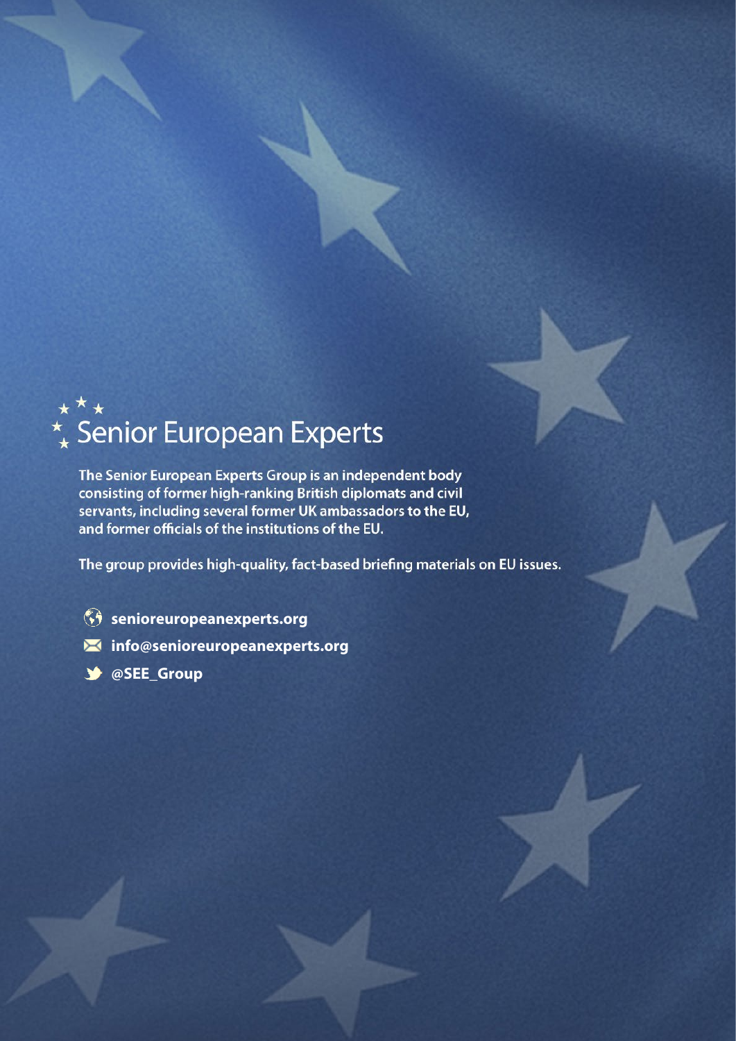# Senior European Experts

The Senior European Experts Group is an independent body consisting of former high-ranking British diplomats and civil servants, including several former UK ambassadors to the EU, and former officials of the institutions of the EU.

The group provides high-quality, fact-based briefing materials on EU issues.

- **senioreuropeanexperts.org**
- **info@senioreuropeanexperts.org**
- **@SEE_Group**